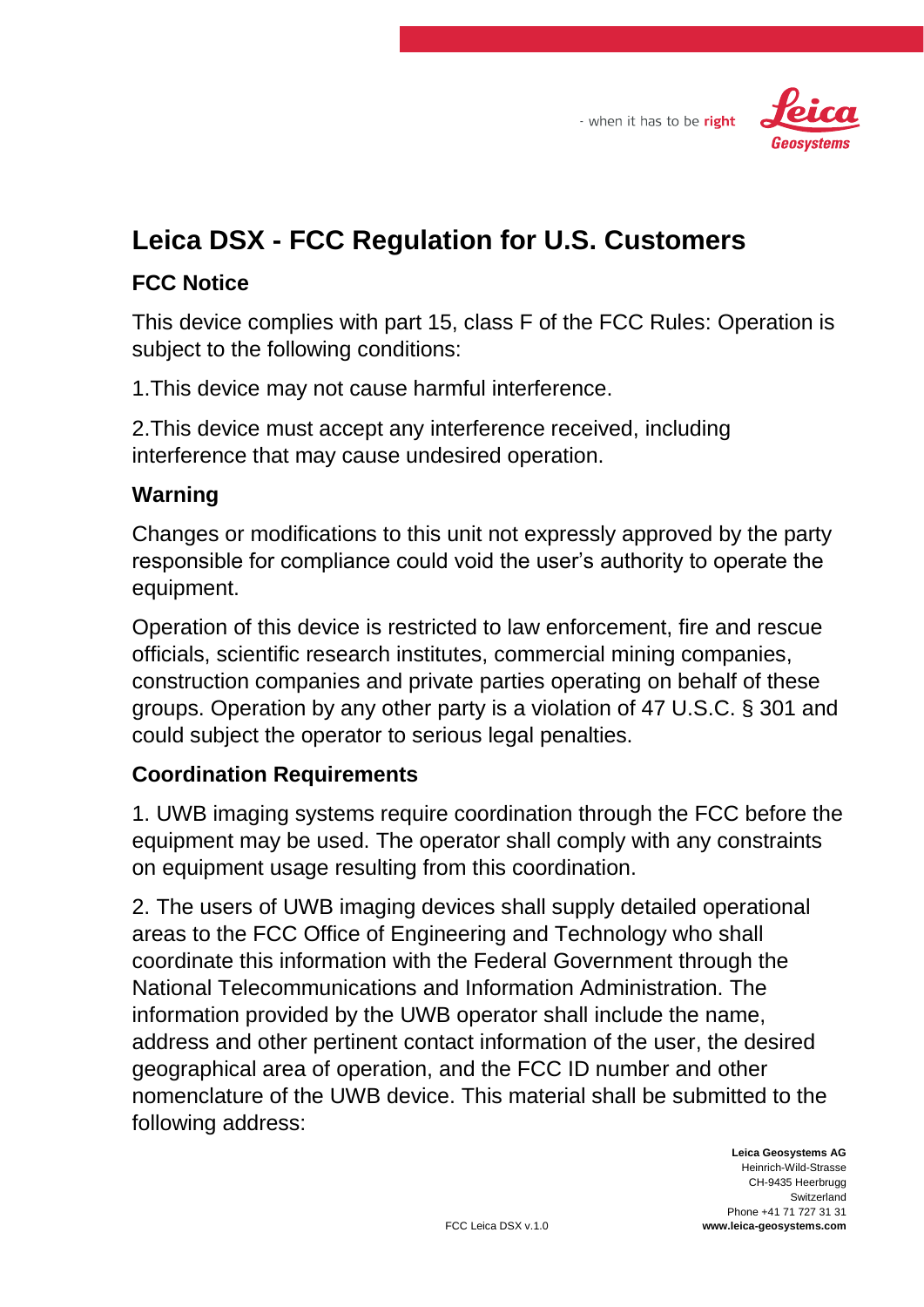# Leica DSX - FCC Regulation for U.S. Customers

## FCC Notice

This device complies with part 15, class F of the FCC Rules: Operation is subject to the following conditions:

1.This device may not cause harmful interference.

2.This device must accept any interference received, including interference that may cause undesired operation.

## Warning

Changes or modifications to this unit not expressly approved by the party responsible for compliance could void the user's authority to operate the equipment.

Operation of this device is restricted to law enforcement, fire and rescue officials, scientific research institutes, commercial mining companies, construction companies and private parties operating on behalf of these groups. Operation by any other party is a violation of 47 U.S.C. § 301 and could subject the operator to serious legal penalties.

## Coordination Requirements

1. UWB imaging systems require coordination through the FCC before the equipment may be used. The operator shall comply with any constraints on equipment usage resulting from this coordination.

2. The users of UWB imaging devices shall supply detailed operational areas to the FCC Office of Engineering and Technology who shall coordinate this information with the Federal Government through the National Telecommunications and Information Administration. The information provided by the UWB operator shall include the name, address and other pertinent contact information of the user, the desired geographical area of operation, and the FCC ID number and other nomenclature of the UWB device. This material shall be submitted to the following address: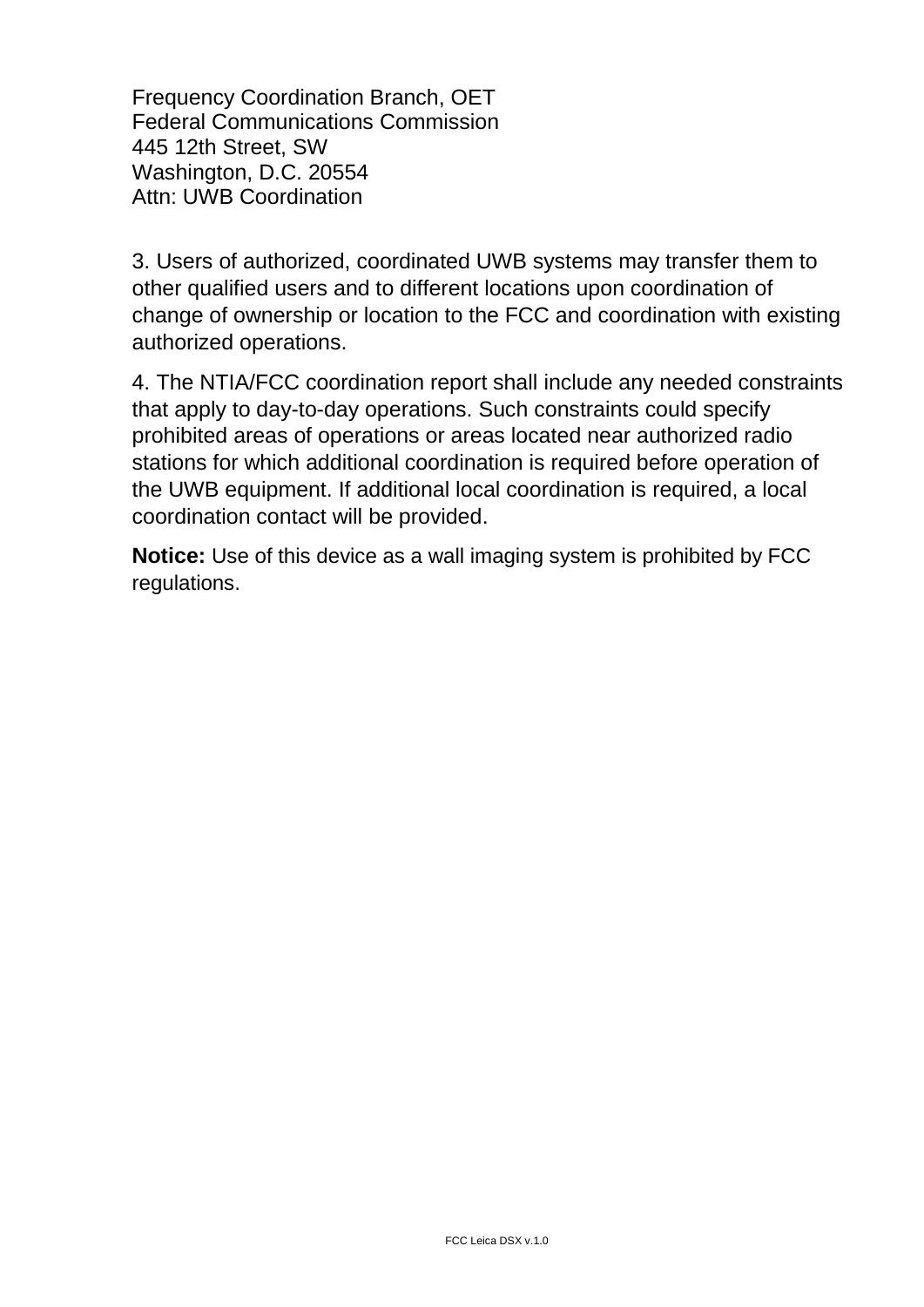Frequency Coordination Branch, OET
Federal Communications Commission
445 12th Street, SW
Washington, D.C. 20554
Attn: UWB Coordination

3. Users of authorized, coordinated UWB systems may transfer them to other qualified users and to different locations upon coordination of change of ownership or location to the FCC and coordination with existing authorized operations.

4. The NTIA/FCC coordination report shall include any needed constraints that apply to day-to-day operations. Such constraints could specify prohibited areas of operations or areas located near authorized radio stations for which additional coordination is required before operation of the UWB equipment. If additional local coordination is required, a local coordination contact will be provided.

**Notice:** Use of this device as a wall imaging system is prohibited by FCC regulations.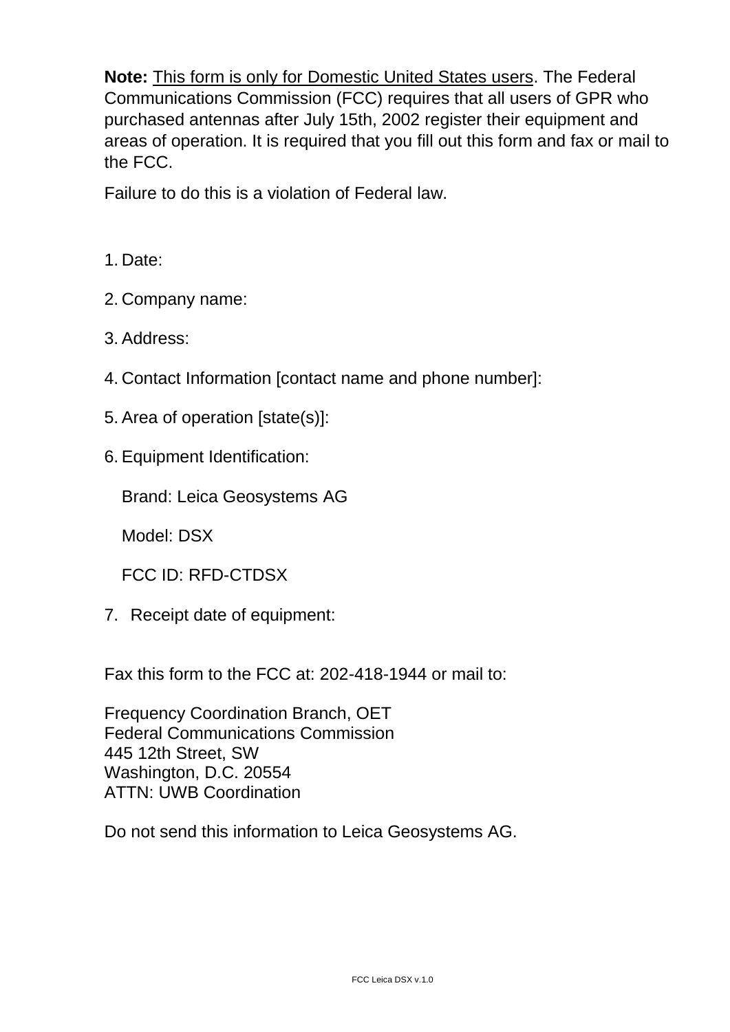**Note:** This form is only for Domestic United States users. The Federal Communications Commission (FCC) requires that all users of GPR who purchased antennas after July 15th, 2002 register their equipment and areas of operation. It is required that you fill out this form and fax or mail to the FCC.

Failure to do this is a violation of Federal law.

1. Date:
2. Company name:
3. Address:
4. Contact Information [contact name and phone number]:
5. Area of operation [state(s)]:
6. Equipment Identification:

   Brand: Leica Geosystems AG

   Model: DSX

   FCC ID: RFD-CTDSX

7. Receipt date of equipment:

Fax this form to the FCC at: 202-418-1944 or mail to:

Frequency Coordination Branch, OET
Federal Communications Commission
445 12th Street, SW
Washington, D.C. 20554
ATTN: UWB Coordination

Do not send this information to Leica Geosystems AG.